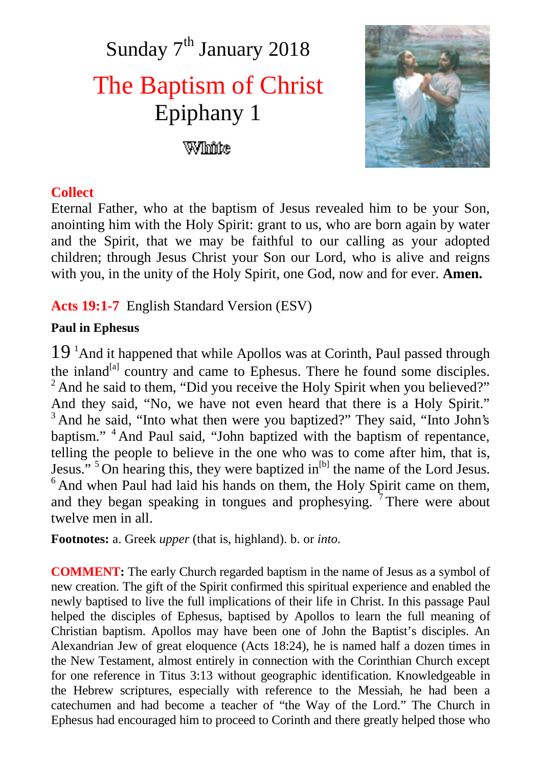# Sunday 7th January 2018

## The Baptism of Christ

## Epiphany 1

White

**Collect**

Eternal Father, who at the baptism of Jesus revealed him to be your Son, anointing him with the Holy Spirit: grant to us, who are born again by water and the Spirit, that we may be faithful to our calling as your adopted children; through Jesus Christ your Son our Lord, who is alive and reigns with you, in the unity of the Holy Spirit, one God, now and for ever. **Amen.**

**Acts 19:1-7** English Standard Version (ESV)

**Paul in Ephesus**

19 [1]And it happened that while Apollos was at Corinth, Paul passed through the inland[a] country and came to Ephesus. There he found some disciples. [2] And he said to them, "Did you receive the Holy Spirit when you believed?" And they said, "No, we have not even heard that there is a Holy Spirit." [3] And he said, "Into what then were you baptized?" They said, "Into John's baptism." [4] And Paul said, "John baptized with the baptism of repentance, telling the people to believe in the one who was to come after him, that is, Jesus." [5] On hearing this, they were baptized in[b] the name of the Lord Jesus. [6] And when Paul had laid his hands on them, the Holy Spirit came on them, and they began speaking in tongues and prophesying. [7] There were about twelve men in all.

**Footnotes:** a. Greek *upper* (that is, highland). b. or *into.*

**COMMENT:** The early Church regarded baptism in the name of Jesus as a symbol of new creation. The gift of the Spirit confirmed this spiritual experience and enabled the newly baptised to live the full implications of their life in Christ. In this passage Paul helped the disciples of Ephesus, baptised by Apollos to learn the full meaning of Christian baptism. Apollos may have been one of John the Baptist's disciples. An Alexandrian Jew of great eloquence (Acts 18:24), he is named half a dozen times in the New Testament, almost entirely in connection with the Corinthian Church except for one reference in Titus 3:13 without geographic identification. Knowledgeable in the Hebrew scriptures, especially with reference to the Messiah, he had been a catechumen and had become a teacher of "the Way of the Lord." The Church in Ephesus had encouraged him to proceed to Corinth and there greatly helped those who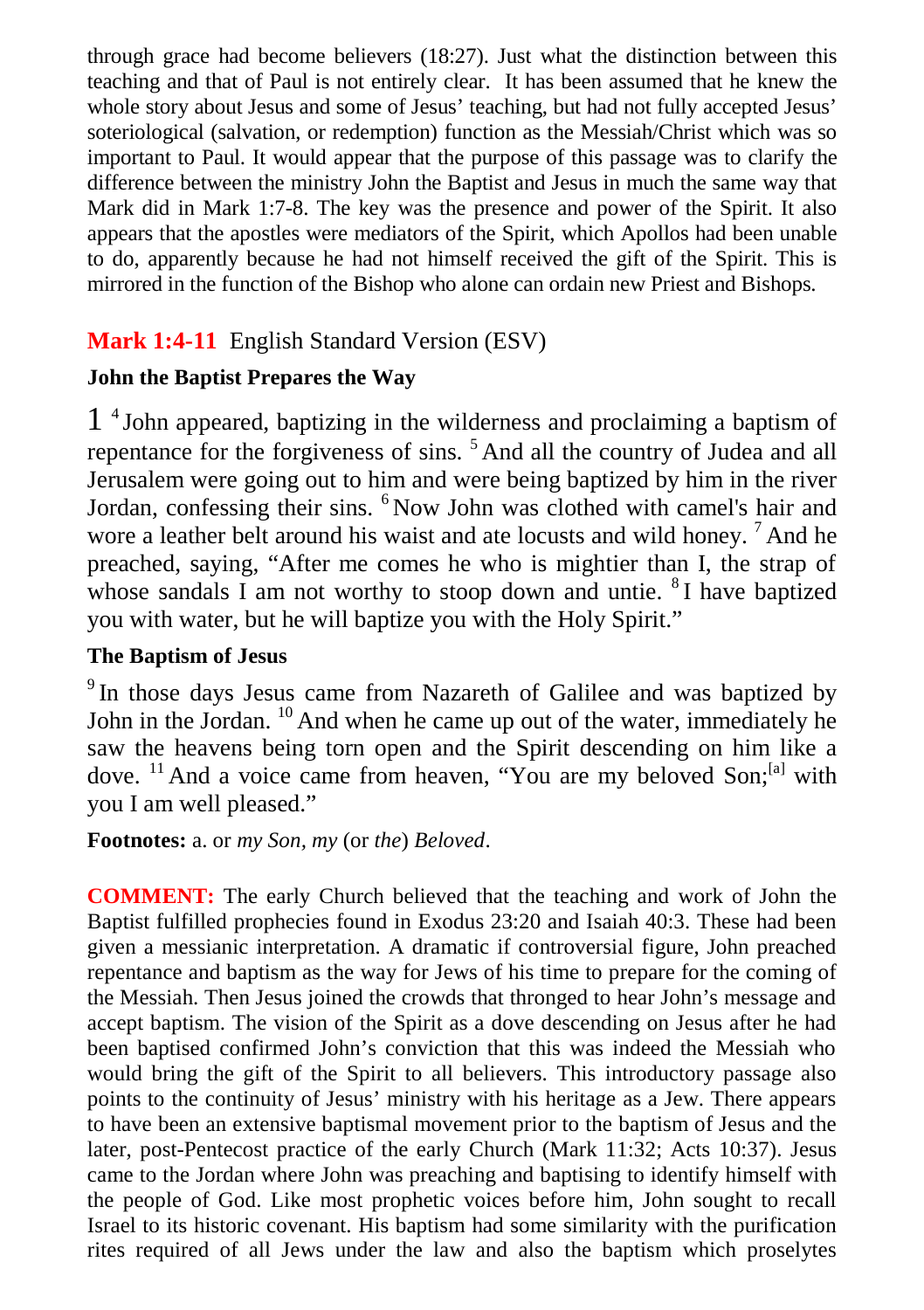through grace had become believers (18:27). Just what the distinction between this teaching and that of Paul is not entirely clear. It has been assumed that he knew the whole story about Jesus and some of Jesus' teaching, but had not fully accepted Jesus' soteriological (salvation, or redemption) function as the Messiah/Christ which was so important to Paul. It would appear that the purpose of this passage was to clarify the difference between the ministry John the Baptist and Jesus in much the same way that Mark did in Mark 1:7-8. The key was the presence and power of the Spirit. It also appears that the apostles were mediators of the Spirit, which Apollos had been unable to do, apparently because he had not himself received the gift of the Spirit. This is mirrored in the function of the Bishop who alone can ordain new Priest and Bishops.

## **Mark 1:4-11** English Standard Version (ESV)

### John the Baptist Prepares the Way

1 [4] John appeared, baptizing in the wilderness and proclaiming a baptism of repentance for the forgiveness of sins. [5] And all the country of Judea and all Jerusalem were going out to him and were being baptized by him in the river Jordan, confessing their sins. [6] Now John was clothed with camel's hair and wore a leather belt around his waist and ate locusts and wild honey. [7] And he preached, saying, "After me comes he who is mightier than I, the strap of whose sandals I am not worthy to stoop down and untie. [8] I have baptized you with water, but he will baptize you with the Holy Spirit."

### The Baptism of Jesus

[9] In those days Jesus came from Nazareth of Galilee and was baptized by John in the Jordan. [10] And when he came up out of the water, immediately he saw the heavens being torn open and the Spirit descending on him like a dove. [11] And a voice came from heaven, "You are my beloved Son;[a] with you I am well pleased."

**Footnotes:** a. or *my Son, my* (or *the*) *Beloved*.

**COMMENT:** The early Church believed that the teaching and work of John the Baptist fulfilled prophecies found in Exodus 23:20 and Isaiah 40:3. These had been given a messianic interpretation. A dramatic if controversial figure, John preached repentance and baptism as the way for Jews of his time to prepare for the coming of the Messiah. Then Jesus joined the crowds that thronged to hear John's message and accept baptism. The vision of the Spirit as a dove descending on Jesus after he had been baptised confirmed John's conviction that this was indeed the Messiah who would bring the gift of the Spirit to all believers. This introductory passage also points to the continuity of Jesus' ministry with his heritage as a Jew. There appears to have been an extensive baptismal movement prior to the baptism of Jesus and the later, post-Pentecost practice of the early Church (Mark 11:32; Acts 10:37). Jesus came to the Jordan where John was preaching and baptising to identify himself with the people of God. Like most prophetic voices before him, John sought to recall Israel to its historic covenant. His baptism had some similarity with the purification rites required of all Jews under the law and also the baptism which proselytes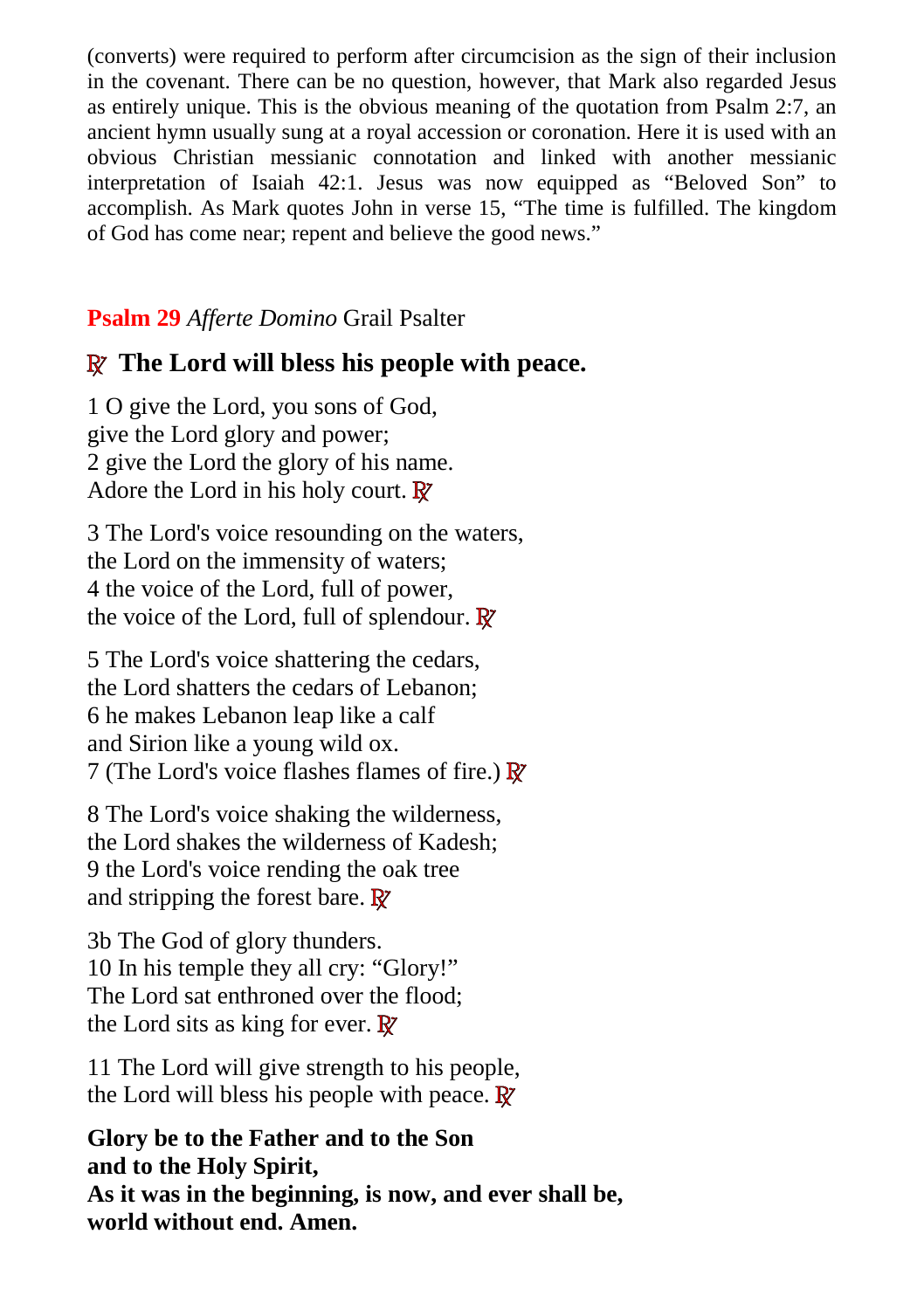(converts) were required to perform after circumcision as the sign of their inclusion in the covenant. There can be no question, however, that Mark also regarded Jesus as entirely unique. This is the obvious meaning of the quotation from Psalm 2:7, an ancient hymn usually sung at a royal accession or coronation. Here it is used with an obvious Christian messianic connotation and linked with another messianic interpretation of Isaiah 42:1. Jesus was now equipped as "Beloved Son" to accomplish. As Mark quotes John in verse 15, "The time is fulfilled. The kingdom of God has come near; repent and believe the good news."

**Psalm 29** *Afferte Domino* Grail Psalter

### ℟ The Lord will bless his people with peace.

1 O give the Lord, you sons of God,
give the Lord glory and power;
2 give the Lord the glory of his name.
Adore the Lord in his holy court. ℟

3 The Lord's voice resounding on the waters,
the Lord on the immensity of waters;
4 the voice of the Lord, full of power,
the voice of the Lord, full of splendour. ℟

5 The Lord's voice shattering the cedars,
the Lord shatters the cedars of Lebanon;
6 he makes Lebanon leap like a calf
and Sirion like a young wild ox.
7 (The Lord's voice flashes flames of fire.) ℟

8 The Lord's voice shaking the wilderness,
the Lord shakes the wilderness of Kadesh;
9 the Lord's voice rending the oak tree
and stripping the forest bare. ℟

3b The God of glory thunders.
10 In his temple they all cry: "Glory!"
The Lord sat enthroned over the flood;
the Lord sits as king for ever. ℟

11 The Lord will give strength to his people,
the Lord will bless his people with peace. ℟

**Glory be to the Father and to the Son
and to the Holy Spirit,
As it was in the beginning, is now, and ever shall be,
world without end. Amen.**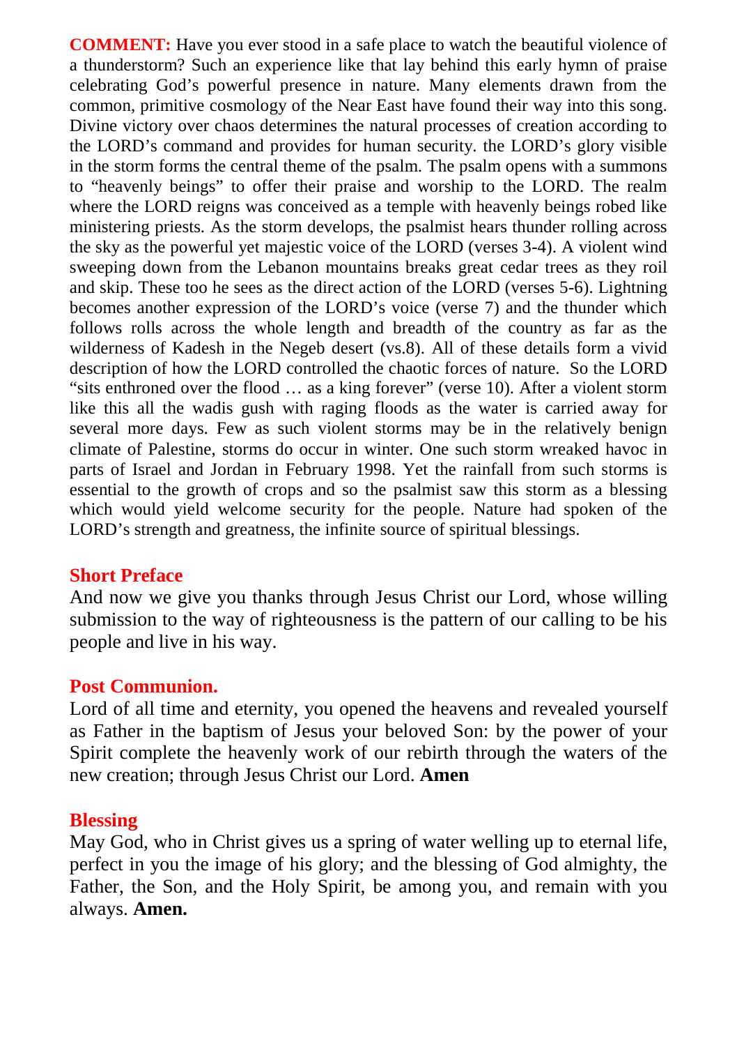**COMMENT:** Have you ever stood in a safe place to watch the beautiful violence of a thunderstorm? Such an experience like that lay behind this early hymn of praise celebrating God's powerful presence in nature. Many elements drawn from the common, primitive cosmology of the Near East have found their way into this song. Divine victory over chaos determines the natural processes of creation according to the LORD's command and provides for human security. the LORD's glory visible in the storm forms the central theme of the psalm. The psalm opens with a summons to "heavenly beings" to offer their praise and worship to the LORD. The realm where the LORD reigns was conceived as a temple with heavenly beings robed like ministering priests. As the storm develops, the psalmist hears thunder rolling across the sky as the powerful yet majestic voice of the LORD (verses 3-4). A violent wind sweeping down from the Lebanon mountains breaks great cedar trees as they roil and skip. These too he sees as the direct action of the LORD (verses 5-6). Lightning becomes another expression of the LORD's voice (verse 7) and the thunder which follows rolls across the whole length and breadth of the country as far as the wilderness of Kadesh in the Negeb desert (vs.8). All of these details form a vivid description of how the LORD controlled the chaotic forces of nature. So the LORD "sits enthroned over the flood … as a king forever" (verse 10). After a violent storm like this all the wadis gush with raging floods as the water is carried away for several more days. Few as such violent storms may be in the relatively benign climate of Palestine, storms do occur in winter. One such storm wreaked havoc in parts of Israel and Jordan in February 1998. Yet the rainfall from such storms is essential to the growth of crops and so the psalmist saw this storm as a blessing which would yield welcome security for the people. Nature had spoken of the LORD's strength and greatness, the infinite source of spiritual blessings.

## Short Preface

And now we give you thanks through Jesus Christ our Lord, whose willing submission to the way of righteousness is the pattern of our calling to be his people and live in his way.

## Post Communion.

Lord of all time and eternity, you opened the heavens and revealed yourself as Father in the baptism of Jesus your beloved Son: by the power of your Spirit complete the heavenly work of our rebirth through the waters of the new creation; through Jesus Christ our Lord. **Amen**

## Blessing

May God, who in Christ gives us a spring of water welling up to eternal life, perfect in you the image of his glory; and the blessing of God almighty, the Father, the Son, and the Holy Spirit, be among you, and remain with you always. **Amen.**